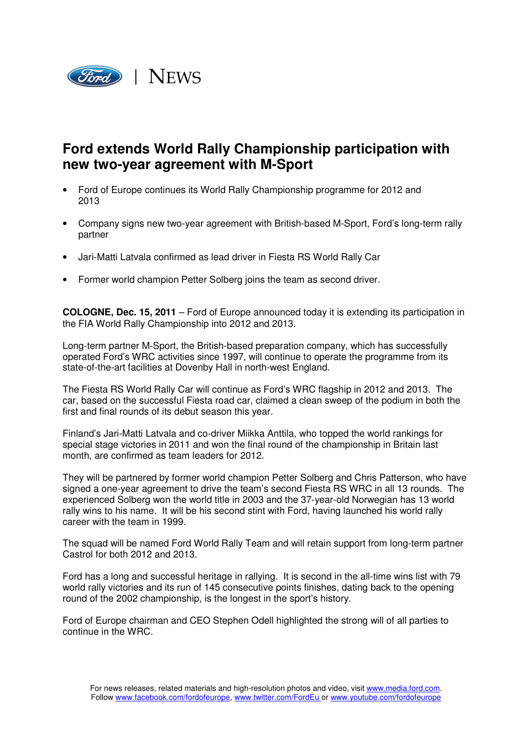Ford | NEWS

# Ford extends World Rally Championship participation with new two-year agreement with M-Sport

- Ford of Europe continues its World Rally Championship programme for 2012 and 2013
- Company signs new two-year agreement with British-based M-Sport, Ford's long-term rally partner
- Jari-Matti Latvala confirmed as lead driver in Fiesta RS World Rally Car
- Former world champion Petter Solberg joins the team as second driver.

**COLOGNE, Dec. 15, 2011** – Ford of Europe announced today it is extending its participation in the FIA World Rally Championship into 2012 and 2013.

Long-term partner M-Sport, the British-based preparation company, which has successfully operated Ford's WRC activities since 1997, will continue to operate the programme from its state-of-the-art facilities at Dovenby Hall in north-west England.

The Fiesta RS World Rally Car will continue as Ford's WRC flagship in 2012 and 2013. The car, based on the successful Fiesta road car, claimed a clean sweep of the podium in both the first and final rounds of its debut season this year.

Finland's Jari-Matti Latvala and co-driver Miikka Anttila, who topped the world rankings for special stage victories in 2011 and won the final round of the championship in Britain last month, are confirmed as team leaders for 2012.

They will be partnered by former world champion Petter Solberg and Chris Patterson, who have signed a one-year agreement to drive the team's second Fiesta RS WRC in all 13 rounds. The experienced Solberg won the world title in 2003 and the 37-year-old Norwegian has 13 world rally wins to his name. It will be his second stint with Ford, having launched his world rally career with the team in 1999.

The squad will be named Ford World Rally Team and will retain support from long-term partner Castrol for both 2012 and 2013.

Ford has a long and successful heritage in rallying. It is second in the all-time wins list with 79 world rally victories and its run of 145 consecutive points finishes, dating back to the opening round of the 2002 championship, is the longest in the sport's history.

Ford of Europe chairman and CEO Stephen Odell highlighted the strong will of all parties to continue in the WRC.

For news releases, related materials and high-resolution photos and video, visit www.media.ford.com.
Follow www.facebook.com/fordofeurope, www.twitter.com/FordEu or www.youtube.com/fordofeurope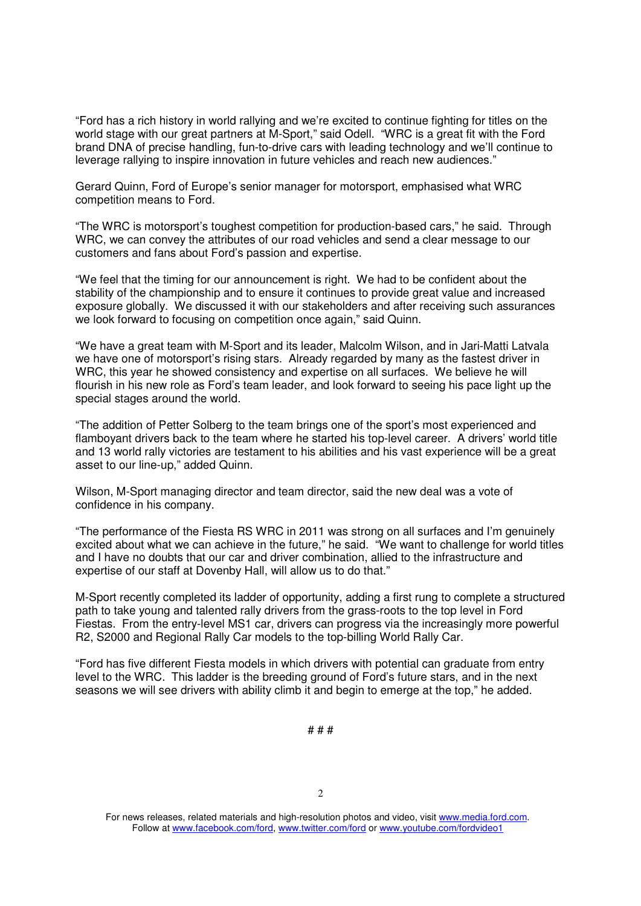"Ford has a rich history in world rallying and we're excited to continue fighting for titles on the world stage with our great partners at M-Sport," said Odell. "WRC is a great fit with the Ford brand DNA of precise handling, fun-to-drive cars with leading technology and we'll continue to leverage rallying to inspire innovation in future vehicles and reach new audiences."

Gerard Quinn, Ford of Europe's senior manager for motorsport, emphasised what WRC competition means to Ford.

"The WRC is motorsport's toughest competition for production-based cars," he said. Through WRC, we can convey the attributes of our road vehicles and send a clear message to our customers and fans about Ford's passion and expertise.

"We feel that the timing for our announcement is right. We had to be confident about the stability of the championship and to ensure it continues to provide great value and increased exposure globally. We discussed it with our stakeholders and after receiving such assurances we look forward to focusing on competition once again," said Quinn.

"We have a great team with M-Sport and its leader, Malcolm Wilson, and in Jari-Matti Latvala we have one of motorsport's rising stars. Already regarded by many as the fastest driver in WRC, this year he showed consistency and expertise on all surfaces. We believe he will flourish in his new role as Ford's team leader, and look forward to seeing his pace light up the special stages around the world.

"The addition of Petter Solberg to the team brings one of the sport's most experienced and flamboyant drivers back to the team where he started his top-level career. A drivers' world title and 13 world rally victories are testament to his abilities and his vast experience will be a great asset to our line-up," added Quinn.

Wilson, M-Sport managing director and team director, said the new deal was a vote of confidence in his company.

"The performance of the Fiesta RS WRC in 2011 was strong on all surfaces and I'm genuinely excited about what we can achieve in the future," he said. "We want to challenge for world titles and I have no doubts that our car and driver combination, allied to the infrastructure and expertise of our staff at Dovenby Hall, will allow us to do that."

M-Sport recently completed its ladder of opportunity, adding a first rung to complete a structured path to take young and talented rally drivers from the grass-roots to the top level in Ford Fiestas. From the entry-level MS1 car, drivers can progress via the increasingly more powerful R2, S2000 and Regional Rally Car models to the top-billing World Rally Car.

"Ford has five different Fiesta models in which drivers with potential can graduate from entry level to the WRC. This ladder is the breeding ground of Ford's future stars, and in the next seasons we will see drivers with ability climb it and begin to emerge at the top," he added.

# # #

For news releases, related materials and high-resolution photos and video, visit www.media.ford.com.
Follow at www.facebook.com/ford, www.twitter.com/ford or www.youtube.com/fordvideo1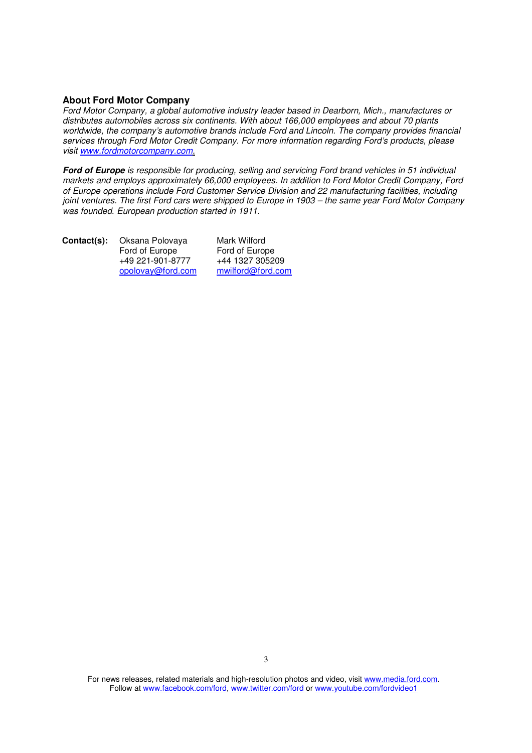## About Ford Motor Company

*Ford Motor Company, a global automotive industry leader based in Dearborn, Mich., manufactures or distributes automobiles across six continents. With about 166,000 employees and about 70 plants worldwide, the company's automotive brands include Ford and Lincoln. The company provides financial services through Ford Motor Credit Company. For more information regarding Ford's products, please visit [www.fordmotorcompany.com](http://www.fordmotorcompany.com).*

***Ford of Europe** is responsible for producing, selling and servicing Ford brand vehicles in 51 individual markets and employs approximately 66,000 employees. In addition to Ford Motor Credit Company, Ford of Europe operations include Ford Customer Service Division and 22 manufacturing facilities, including joint ventures. The first Ford cars were shipped to Europe in 1903 – the same year Ford Motor Company was founded. European production started in 1911.*

| | | |
|---|---|---|
| **Contact(s):** | Oksana Polovaya<br>Ford of Europe<br>+49 221-901-8777<br>opolovay@ford.com | Mark Wilford<br>Ford of Europe<br>+44 1327 305209<br>mwilford@ford.com |

For news releases, related materials and high-resolution photos and video, visit [www.media.ford.com](http://www.media.ford.com).
Follow at [www.facebook.com/ford](http://www.facebook.com/ford), [www.twitter.com/ford](http://www.twitter.com/ford) or [www.youtube.com/fordvideo1](http://www.youtube.com/fordvideo1)